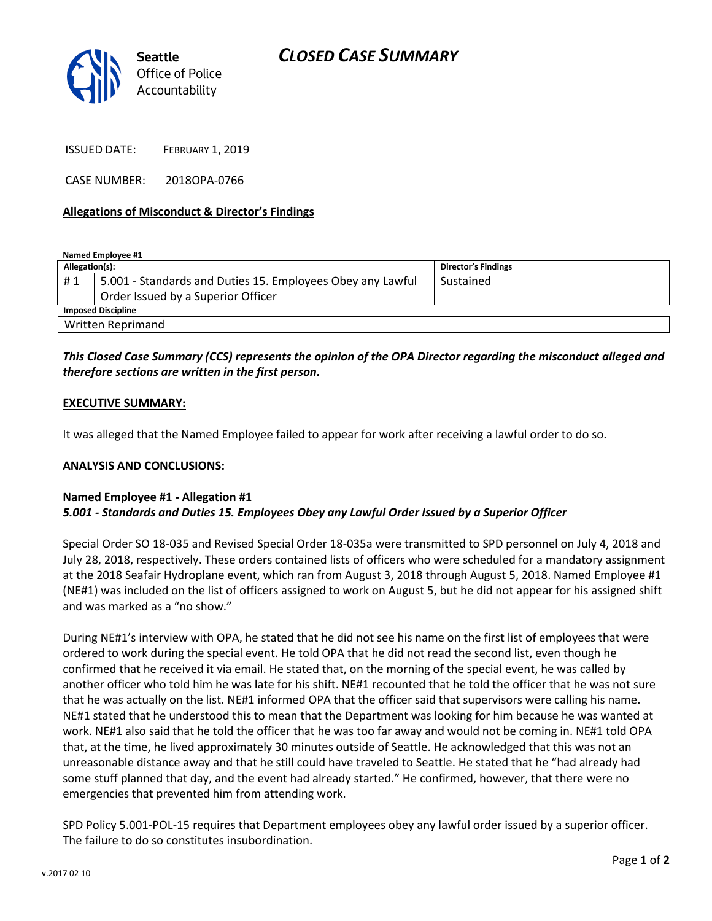Seattle Office of Police Accountability

# CLOSED CASE SUMMARY

ISSUED DATE: FEBRUARY 1, 2019

CASE NUMBER: 2018OPA-0766

**Allegations of Misconduct & Director's Findings**

**Named Employee #1**

| Allegation(s): | | Director's Findings |
|---|---|---|
| # 1 | 5.001 - Standards and Duties 15. Employees Obey any Lawful Order Issued by a Superior Officer | Sustained |
| **Imposed Discipline** | | |
| Written Reprimand | | |

***This Closed Case Summary (CCS) represents the opinion of the OPA Director regarding the misconduct alleged and therefore sections are written in the first person.***

**EXECUTIVE SUMMARY:**

It was alleged that the Named Employee failed to appear for work after receiving a lawful order to do so.

**ANALYSIS AND CONCLUSIONS:**

**Named Employee #1 - Allegation #1**
***5.001 - Standards and Duties 15. Employees Obey any Lawful Order Issued by a Superior Officer***

Special Order SO 18-035 and Revised Special Order 18-035a were transmitted to SPD personnel on July 4, 2018 and July 28, 2018, respectively. These orders contained lists of officers who were scheduled for a mandatory assignment at the 2018 Seafair Hydroplane event, which ran from August 3, 2018 through August 5, 2018. Named Employee #1 (NE#1) was included on the list of officers assigned to work on August 5, but he did not appear for his assigned shift and was marked as a "no show."

During NE#1's interview with OPA, he stated that he did not see his name on the first list of employees that were ordered to work during the special event. He told OPA that he did not read the second list, even though he confirmed that he received it via email. He stated that, on the morning of the special event, he was called by another officer who told him he was late for his shift. NE#1 recounted that he told the officer that he was not sure that he was actually on the list. NE#1 informed OPA that the officer said that supervisors were calling his name. NE#1 stated that he understood this to mean that the Department was looking for him because he was wanted at work. NE#1 also said that he told the officer that he was too far away and would not be coming in. NE#1 told OPA that, at the time, he lived approximately 30 minutes outside of Seattle. He acknowledged that this was not an unreasonable distance away and that he still could have traveled to Seattle. He stated that he "had already had some stuff planned that day, and the event had already started." He confirmed, however, that there were no emergencies that prevented him from attending work.

SPD Policy 5.001-POL-15 requires that Department employees obey any lawful order issued by a superior officer. The failure to do so constitutes insubordination.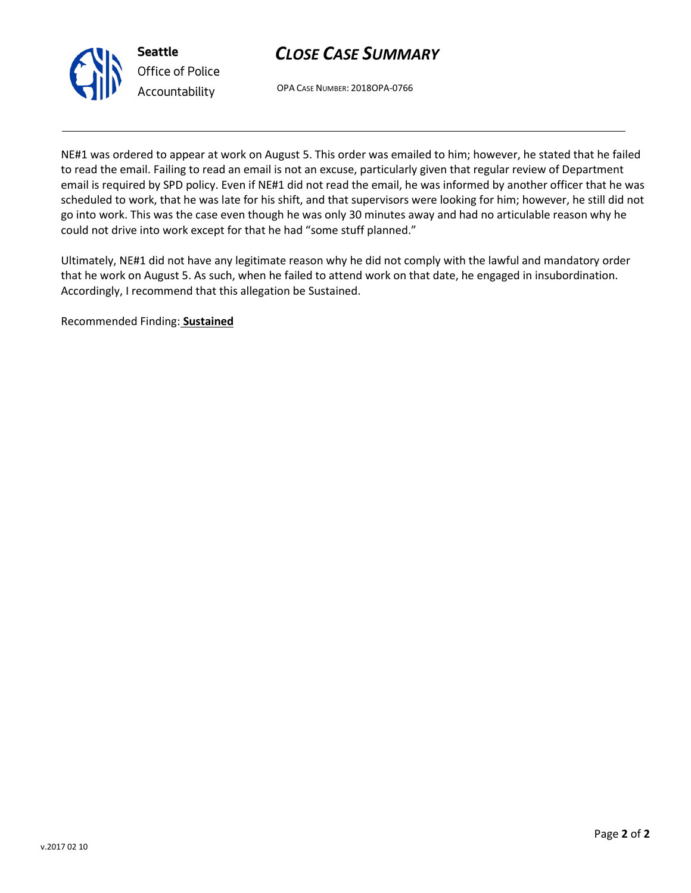NE#1 was ordered to appear at work on August 5. This order was emailed to him; however, he stated that he failed to read the email. Failing to read an email is not an excuse, particularly given that regular review of Department email is required by SPD policy. Even if NE#1 did not read the email, he was informed by another officer that he was scheduled to work, that he was late for his shift, and that supervisors were looking for him; however, he still did not go into work. This was the case even though he was only 30 minutes away and had no articulable reason why he could not drive into work except for that he had "some stuff planned."

Ultimately, NE#1 did not have any legitimate reason why he did not comply with the lawful and mandatory order that he work on August 5. As such, when he failed to attend work on that date, he engaged in insubordination. Accordingly, I recommend that this allegation be Sustained.

Recommended Finding: **Sustained**